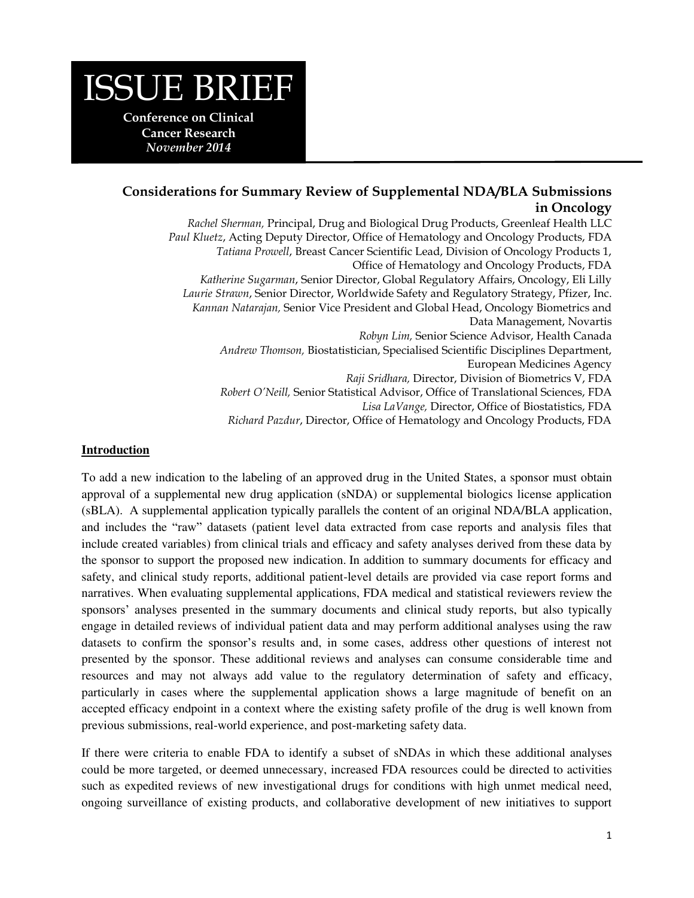# ISSUE BRIEF

**Conference on Clinical Cancer Research**
***November 2014***

## Considerations for Summary Review of Supplemental NDA/BLA Submissions in Oncology

*Rachel Sherman,* Principal, Drug and Biological Drug Products, Greenleaf Health LLC
*Paul Kluetz*, Acting Deputy Director, Office of Hematology and Oncology Products, FDA
*Tatiana Prowell*, Breast Cancer Scientific Lead, Division of Oncology Products 1, Office of Hematology and Oncology Products, FDA
*Katherine Sugarman*, Senior Director, Global Regulatory Affairs, Oncology, Eli Lilly
*Laurie Strawn*, Senior Director, Worldwide Safety and Regulatory Strategy, Pfizer, Inc.
*Kannan Natarajan,* Senior Vice President and Global Head, Oncology Biometrics and Data Management, Novartis
*Robyn Lim,* Senior Science Advisor, Health Canada
*Andrew Thomson,* Biostatistician, Specialised Scientific Disciplines Department, European Medicines Agency
*Raji Sridhara,* Director, Division of Biometrics V, FDA
*Robert O'Neill,* Senior Statistical Advisor, Office of Translational Sciences, FDA
*Lisa LaVange,* Director, Office of Biostatistics, FDA
*Richard Pazdur*, Director, Office of Hematology and Oncology Products, FDA

### Introduction

To add a new indication to the labeling of an approved drug in the United States, a sponsor must obtain approval of a supplemental new drug application (sNDA) or supplemental biologics license application (sBLA). A supplemental application typically parallels the content of an original NDA/BLA application, and includes the "raw" datasets (patient level data extracted from case reports and analysis files that include created variables) from clinical trials and efficacy and safety analyses derived from these data by the sponsor to support the proposed new indication. In addition to summary documents for efficacy and safety, and clinical study reports, additional patient-level details are provided via case report forms and narratives. When evaluating supplemental applications, FDA medical and statistical reviewers review the sponsors' analyses presented in the summary documents and clinical study reports, but also typically engage in detailed reviews of individual patient data and may perform additional analyses using the raw datasets to confirm the sponsor's results and, in some cases, address other questions of interest not presented by the sponsor. These additional reviews and analyses can consume considerable time and resources and may not always add value to the regulatory determination of safety and efficacy, particularly in cases where the supplemental application shows a large magnitude of benefit on an accepted efficacy endpoint in a context where the existing safety profile of the drug is well known from previous submissions, real-world experience, and post-marketing safety data.

If there were criteria to enable FDA to identify a subset of sNDAs in which these additional analyses could be more targeted, or deemed unnecessary, increased FDA resources could be directed to activities such as expedited reviews of new investigational drugs for conditions with high unmet medical need, ongoing surveillance of existing products, and collaborative development of new initiatives to support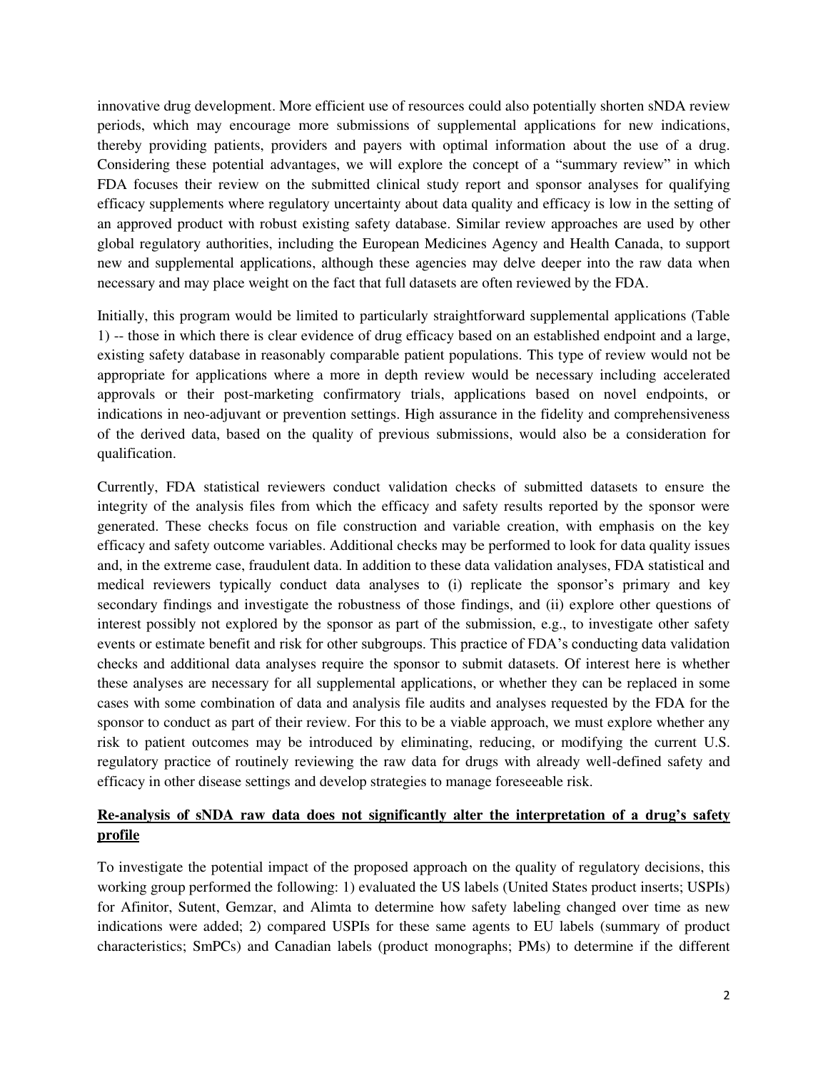innovative drug development. More efficient use of resources could also potentially shorten sNDA review periods, which may encourage more submissions of supplemental applications for new indications, thereby providing patients, providers and payers with optimal information about the use of a drug. Considering these potential advantages, we will explore the concept of a "summary review" in which FDA focuses their review on the submitted clinical study report and sponsor analyses for qualifying efficacy supplements where regulatory uncertainty about data quality and efficacy is low in the setting of an approved product with robust existing safety database. Similar review approaches are used by other global regulatory authorities, including the European Medicines Agency and Health Canada, to support new and supplemental applications, although these agencies may delve deeper into the raw data when necessary and may place weight on the fact that full datasets are often reviewed by the FDA.

Initially, this program would be limited to particularly straightforward supplemental applications (Table 1) -- those in which there is clear evidence of drug efficacy based on an established endpoint and a large, existing safety database in reasonably comparable patient populations. This type of review would not be appropriate for applications where a more in depth review would be necessary including accelerated approvals or their post-marketing confirmatory trials, applications based on novel endpoints, or indications in neo-adjuvant or prevention settings. High assurance in the fidelity and comprehensiveness of the derived data, based on the quality of previous submissions, would also be a consideration for qualification.

Currently, FDA statistical reviewers conduct validation checks of submitted datasets to ensure the integrity of the analysis files from which the efficacy and safety results reported by the sponsor were generated. These checks focus on file construction and variable creation, with emphasis on the key efficacy and safety outcome variables. Additional checks may be performed to look for data quality issues and, in the extreme case, fraudulent data. In addition to these data validation analyses, FDA statistical and medical reviewers typically conduct data analyses to (i) replicate the sponsor's primary and key secondary findings and investigate the robustness of those findings, and (ii) explore other questions of interest possibly not explored by the sponsor as part of the submission, e.g., to investigate other safety events or estimate benefit and risk for other subgroups. This practice of FDA's conducting data validation checks and additional data analyses require the sponsor to submit datasets. Of interest here is whether these analyses are necessary for all supplemental applications, or whether they can be replaced in some cases with some combination of data and analysis file audits and analyses requested by the FDA for the sponsor to conduct as part of their review. For this to be a viable approach, we must explore whether any risk to patient outcomes may be introduced by eliminating, reducing, or modifying the current U.S. regulatory practice of routinely reviewing the raw data for drugs with already well-defined safety and efficacy in other disease settings and develop strategies to manage foreseeable risk.

**Re-analysis of sNDA raw data does not significantly alter the interpretation of a drug's safety profile**

To investigate the potential impact of the proposed approach on the quality of regulatory decisions, this working group performed the following: 1) evaluated the US labels (United States product inserts; USPIs) for Afinitor, Sutent, Gemzar, and Alimta to determine how safety labeling changed over time as new indications were added; 2) compared USPIs for these same agents to EU labels (summary of product characteristics; SmPCs) and Canadian labels (product monographs; PMs) to determine if the different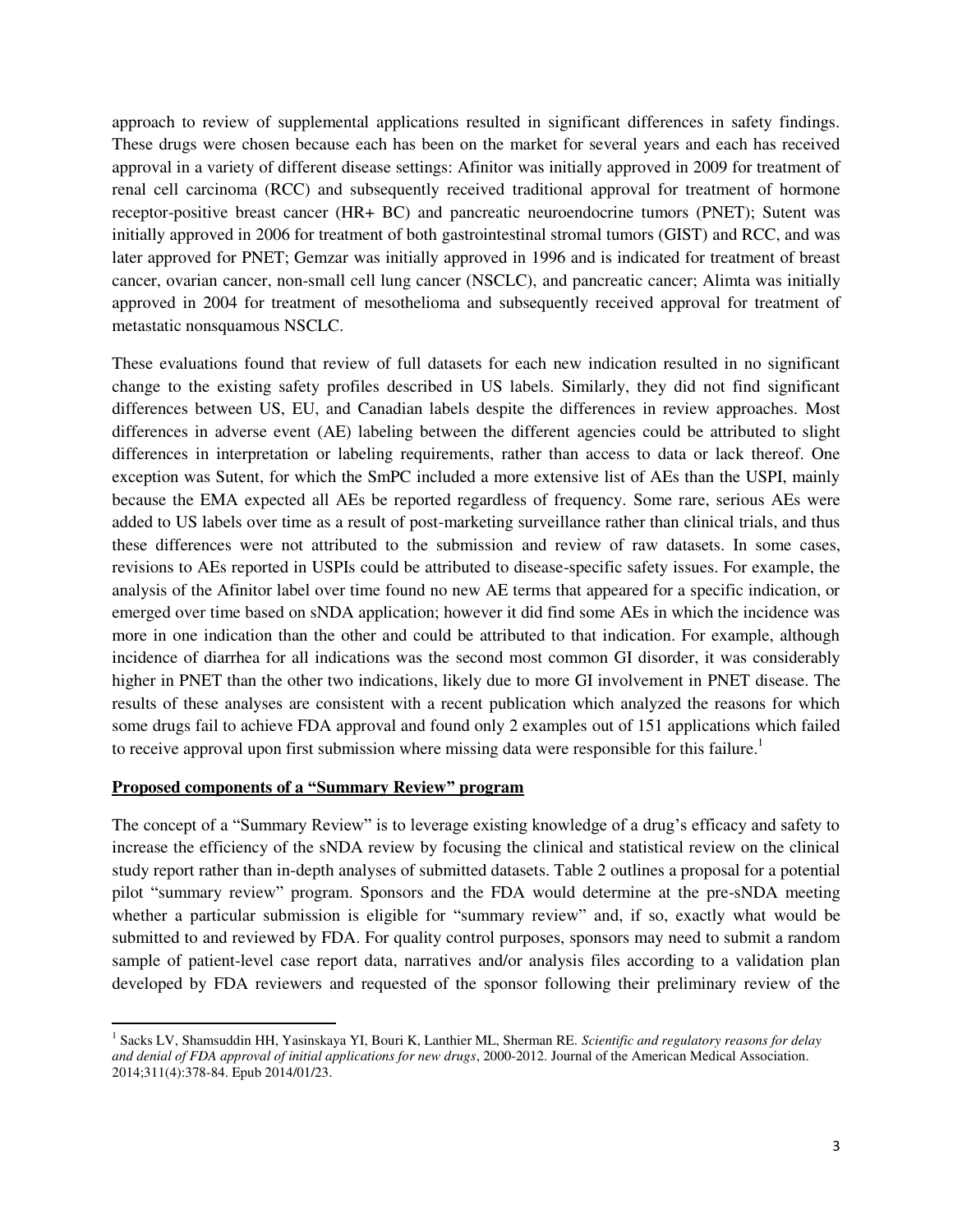approach to review of supplemental applications resulted in significant differences in safety findings. These drugs were chosen because each has been on the market for several years and each has received approval in a variety of different disease settings: Afinitor was initially approved in 2009 for treatment of renal cell carcinoma (RCC) and subsequently received traditional approval for treatment of hormone receptor-positive breast cancer (HR+ BC) and pancreatic neuroendocrine tumors (PNET); Sutent was initially approved in 2006 for treatment of both gastrointestinal stromal tumors (GIST) and RCC, and was later approved for PNET; Gemzar was initially approved in 1996 and is indicated for treatment of breast cancer, ovarian cancer, non-small cell lung cancer (NSCLC), and pancreatic cancer; Alimta was initially approved in 2004 for treatment of mesothelioma and subsequently received approval for treatment of metastatic nonsquamous NSCLC.

These evaluations found that review of full datasets for each new indication resulted in no significant change to the existing safety profiles described in US labels. Similarly, they did not find significant differences between US, EU, and Canadian labels despite the differences in review approaches. Most differences in adverse event (AE) labeling between the different agencies could be attributed to slight differences in interpretation or labeling requirements, rather than access to data or lack thereof. One exception was Sutent, for which the SmPC included a more extensive list of AEs than the USPI, mainly because the EMA expected all AEs be reported regardless of frequency. Some rare, serious AEs were added to US labels over time as a result of post-marketing surveillance rather than clinical trials, and thus these differences were not attributed to the submission and review of raw datasets. In some cases, revisions to AEs reported in USPIs could be attributed to disease-specific safety issues. For example, the analysis of the Afinitor label over time found no new AE terms that appeared for a specific indication, or emerged over time based on sNDA application; however it did find some AEs in which the incidence was more in one indication than the other and could be attributed to that indication. For example, although incidence of diarrhea for all indications was the second most common GI disorder, it was considerably higher in PNET than the other two indications, likely due to more GI involvement in PNET disease. The results of these analyses are consistent with a recent publication which analyzed the reasons for which some drugs fail to achieve FDA approval and found only 2 examples out of 151 applications which failed to receive approval upon first submission where missing data were responsible for this failure.[1]

**Proposed components of a "Summary Review" program**

The concept of a "Summary Review" is to leverage existing knowledge of a drug's efficacy and safety to increase the efficiency of the sNDA review by focusing the clinical and statistical review on the clinical study report rather than in-depth analyses of submitted datasets. Table 2 outlines a proposal for a potential pilot "summary review" program. Sponsors and the FDA would determine at the pre-sNDA meeting whether a particular submission is eligible for "summary review" and, if so, exactly what would be submitted to and reviewed by FDA. For quality control purposes, sponsors may need to submit a random sample of patient-level case report data, narratives and/or analysis files according to a validation plan developed by FDA reviewers and requested of the sponsor following their preliminary review of the

---

[1] Sacks LV, Shamsuddin HH, Yasinskaya YI, Bouri K, Lanthier ML, Sherman RE. *Scientific and regulatory reasons for delay and denial of FDA approval of initial applications for new drugs*, 2000-2012. Journal of the American Medical Association. 2014;311(4):378-84. Epub 2014/01/23.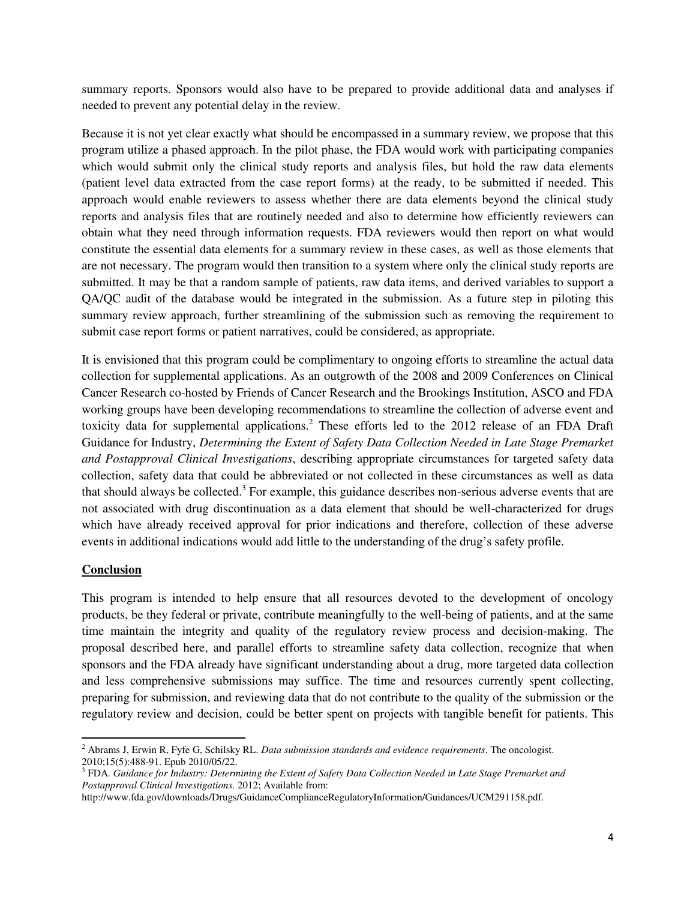summary reports. Sponsors would also have to be prepared to provide additional data and analyses if needed to prevent any potential delay in the review.

Because it is not yet clear exactly what should be encompassed in a summary review, we propose that this program utilize a phased approach. In the pilot phase, the FDA would work with participating companies which would submit only the clinical study reports and analysis files, but hold the raw data elements (patient level data extracted from the case report forms) at the ready, to be submitted if needed. This approach would enable reviewers to assess whether there are data elements beyond the clinical study reports and analysis files that are routinely needed and also to determine how efficiently reviewers can obtain what they need through information requests. FDA reviewers would then report on what would constitute the essential data elements for a summary review in these cases, as well as those elements that are not necessary. The program would then transition to a system where only the clinical study reports are submitted. It may be that a random sample of patients, raw data items, and derived variables to support a QA/QC audit of the database would be integrated in the submission. As a future step in piloting this summary review approach, further streamlining of the submission such as removing the requirement to submit case report forms or patient narratives, could be considered, as appropriate.

It is envisioned that this program could be complimentary to ongoing efforts to streamline the actual data collection for supplemental applications. As an outgrowth of the 2008 and 2009 Conferences on Clinical Cancer Research co-hosted by Friends of Cancer Research and the Brookings Institution, ASCO and FDA working groups have been developing recommendations to streamline the collection of adverse event and toxicity data for supplemental applications.[2] These efforts led to the 2012 release of an FDA Draft Guidance for Industry, *Determining the Extent of Safety Data Collection Needed in Late Stage Premarket and Postapproval Clinical Investigations*, describing appropriate circumstances for targeted safety data collection, safety data that could be abbreviated or not collected in these circumstances as well as data that should always be collected.[3] For example, this guidance describes non-serious adverse events that are not associated with drug discontinuation as a data element that should be well-characterized for drugs which have already received approval for prior indications and therefore, collection of these adverse events in additional indications would add little to the understanding of the drug's safety profile.

## Conclusion

This program is intended to help ensure that all resources devoted to the development of oncology products, be they federal or private, contribute meaningfully to the well-being of patients, and at the same time maintain the integrity and quality of the regulatory review process and decision-making. The proposal described here, and parallel efforts to streamline safety data collection, recognize that when sponsors and the FDA already have significant understanding about a drug, more targeted data collection and less comprehensive submissions may suffice. The time and resources currently spent collecting, preparing for submission, and reviewing data that do not contribute to the quality of the submission or the regulatory review and decision, could be better spent on projects with tangible benefit for patients. This

---

[2] Abrams J, Erwin R, Fyfe G, Schilsky RL. *Data submission standards and evidence requirements*. The oncologist. 2010;15(5):488-91. Epub 2010/05/22.

[3] FDA. *Guidance for Industry: Determining the Extent of Safety Data Collection Needed in Late Stage Premarket and Postapproval Clinical Investigations.* 2012; Available from: http://www.fda.gov/downloads/Drugs/GuidanceComplianceRegulatoryInformation/Guidances/UCM291158.pdf.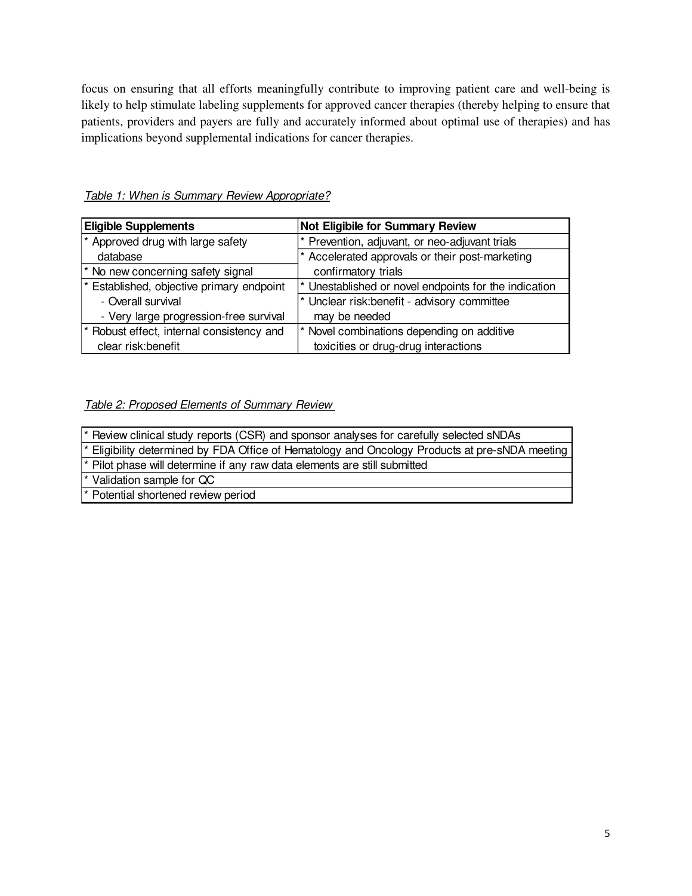focus on ensuring that all efforts meaningfully contribute to improving patient care and well-being is likely to help stimulate labeling supplements for approved cancer therapies (thereby helping to ensure that patients, providers and payers are fully and accurately informed about optimal use of therapies) and has implications beyond supplemental indications for cancer therapies.

*Table 1: When is Summary Review Appropriate?*

| Eligible Supplements | Not Eligibile for Summary Review |
|---|---|
| * Approved drug with large safety database | * Prevention, adjuvant, or neo-adjuvant trials<br>* Accelerated approvals or their post-marketing confirmatory trials |
| * No new concerning safety signal | |
| * Established, objective primary endpoint<br>- Overall survival<br>- Very large progression-free survival | * Unestablished or novel endpoints for the indication<br>* Unclear risk:benefit - advisory committee may be needed |
| * Robust effect, internal consistency and clear risk:benefit | * Novel combinations depending on additive toxicities or drug-drug interactions |

*Table 2: Proposed Elements of Summary Review*

| |
|---|
| * Review clinical study reports (CSR) and sponsor analyses for carefully selected sNDAs |
| * Eligibility determined by FDA Office of Hematology and Oncology Products at pre-sNDA meeting |
| * Pilot phase will determine if any raw data elements are still submitted |
| * Validation sample for QC |
| * Potential shortened review period |